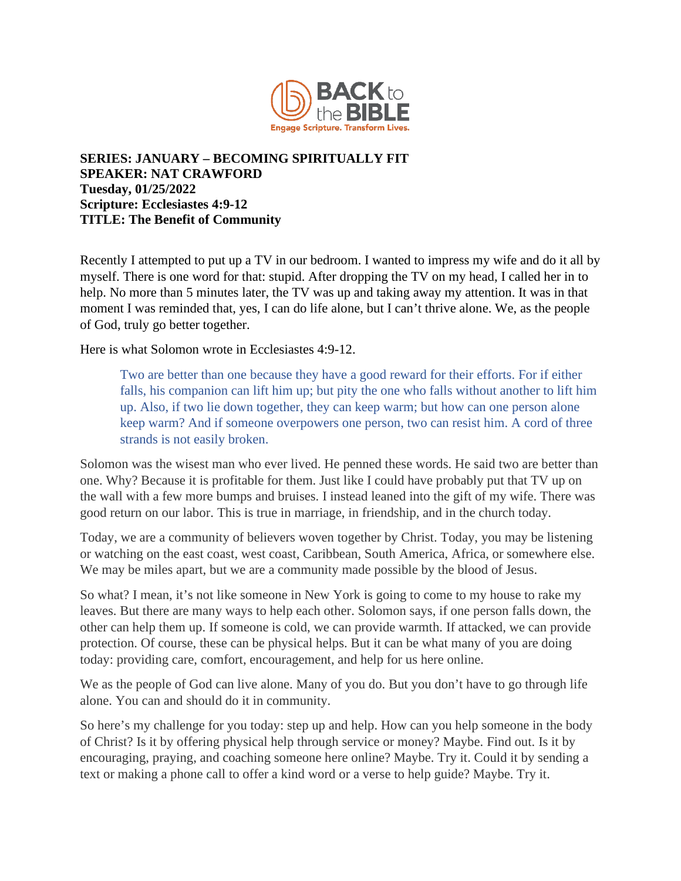**SERIES: JANUARY – BECOMING SPIRITUALLY FIT**
**SPEAKER: NAT CRAWFORD**
**Tuesday, 01/25/2022**
**Scripture: Ecclesiastes 4:9-12**
**TITLE: The Benefit of Community**

Recently I attempted to put up a TV in our bedroom. I wanted to impress my wife and do it all by myself. There is one word for that: stupid. After dropping the TV on my head, I called her in to help. No more than 5 minutes later, the TV was up and taking away my attention. It was in that moment I was reminded that, yes, I can do life alone, but I can't thrive alone. We, as the people of God, truly go better together.

Here is what Solomon wrote in Ecclesiastes 4:9-12.

> Two are better than one because they have a good reward for their efforts. For if either falls, his companion can lift him up; but pity the one who falls without another to lift him up. Also, if two lie down together, they can keep warm; but how can one person alone keep warm? And if someone overpowers one person, two can resist him. A cord of three strands is not easily broken.

Solomon was the wisest man who ever lived. He penned these words. He said two are better than one. Why? Because it is profitable for them. Just like I could have probably put that TV up on the wall with a few more bumps and bruises. I instead leaned into the gift of my wife. There was good return on our labor. This is true in marriage, in friendship, and in the church today.

Today, we are a community of believers woven together by Christ. Today, you may be listening or watching on the east coast, west coast, Caribbean, South America, Africa, or somewhere else. We may be miles apart, but we are a community made possible by the blood of Jesus.

So what? I mean, it's not like someone in New York is going to come to my house to rake my leaves. But there are many ways to help each other. Solomon says, if one person falls down, the other can help them up. If someone is cold, we can provide warmth. If attacked, we can provide protection. Of course, these can be physical helps. But it can be what many of you are doing today: providing care, comfort, encouragement, and help for us here online.

We as the people of God can live alone. Many of you do. But you don't have to go through life alone. You can and should do it in community.

So here's my challenge for you today: step up and help. How can you help someone in the body of Christ? Is it by offering physical help through service or money? Maybe. Find out. Is it by encouraging, praying, and coaching someone here online? Maybe. Try it. Could it by sending a text or making a phone call to offer a kind word or a verse to help guide? Maybe. Try it.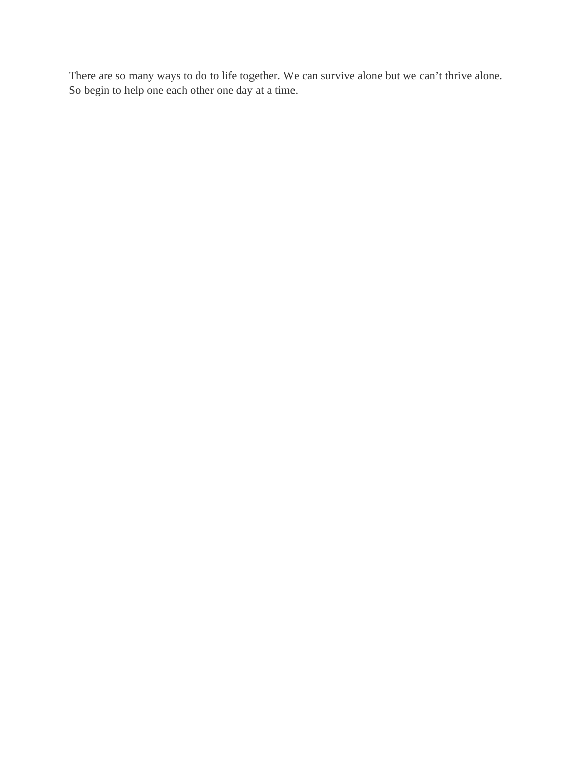There are so many ways to do to life together. We can survive alone but we can't thrive alone. So begin to help one each other one day at a time.